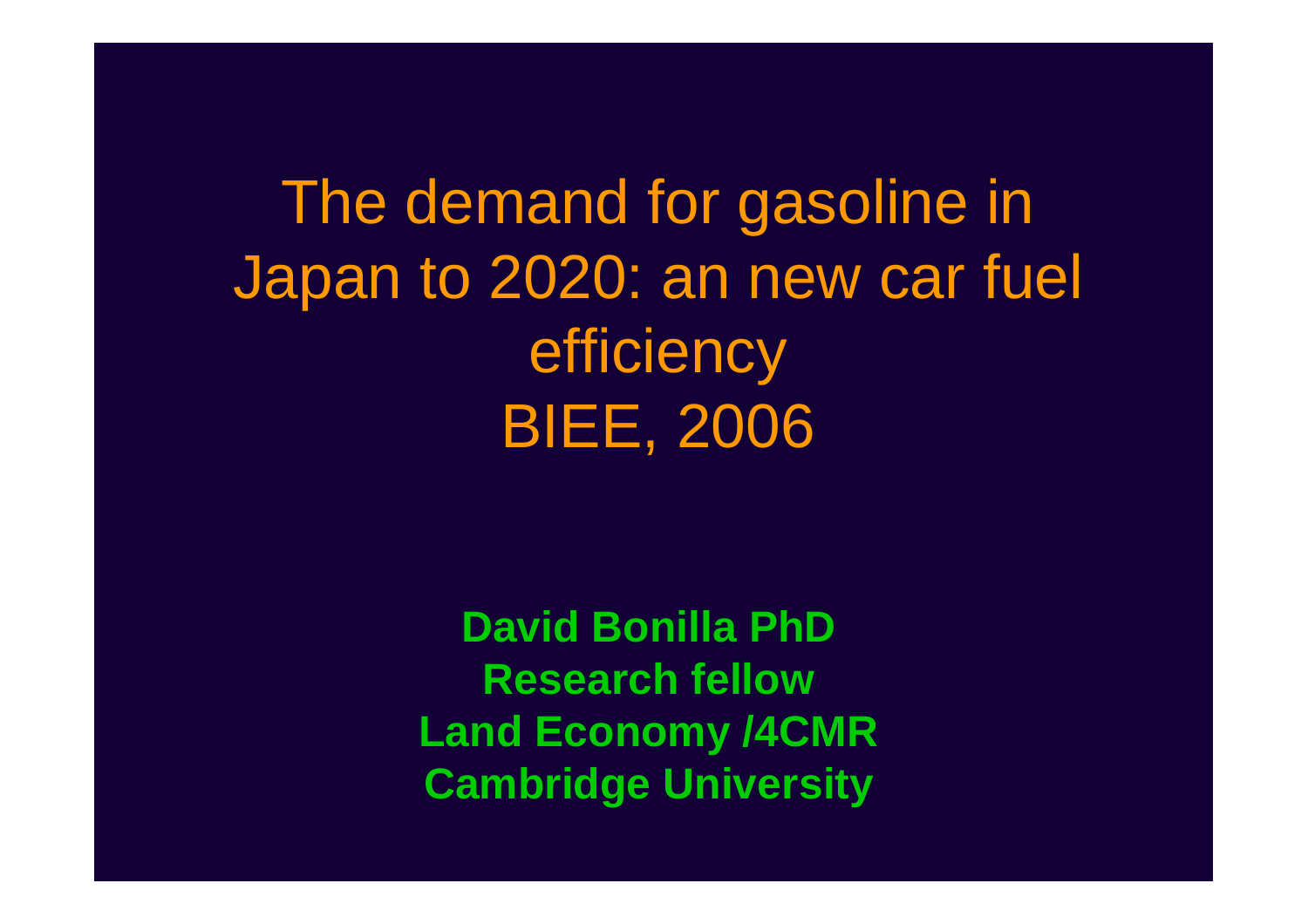# The demand for gasoline in Japan to 2020: an new car fuel efficiency
# BIEE, 2006

**David Bonilla PhD**
**Research fellow**
**Land Economy /4CMR**
**Cambridge University**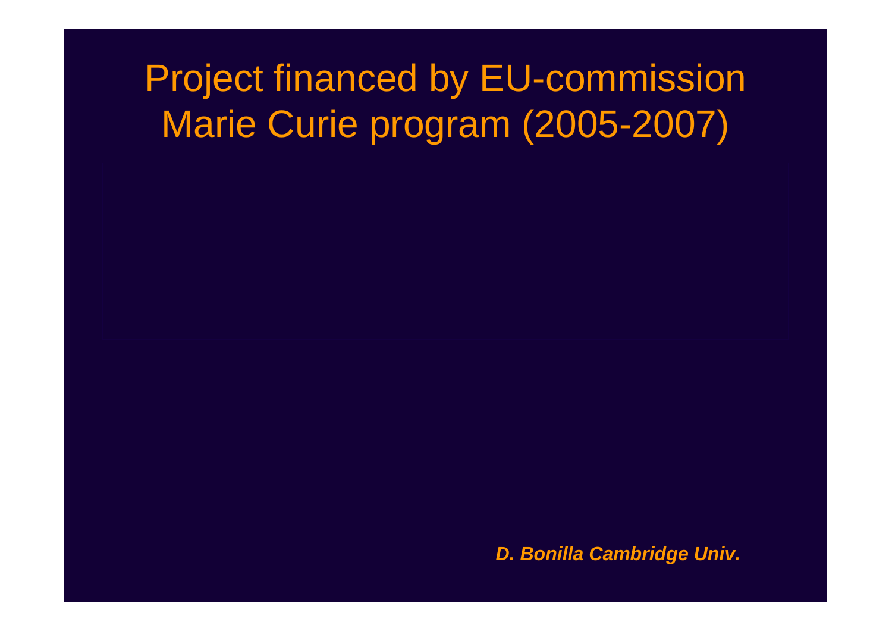# Project financed by EU-commission Marie Curie program (2005-2007)

***D. Bonilla Cambridge Univ.***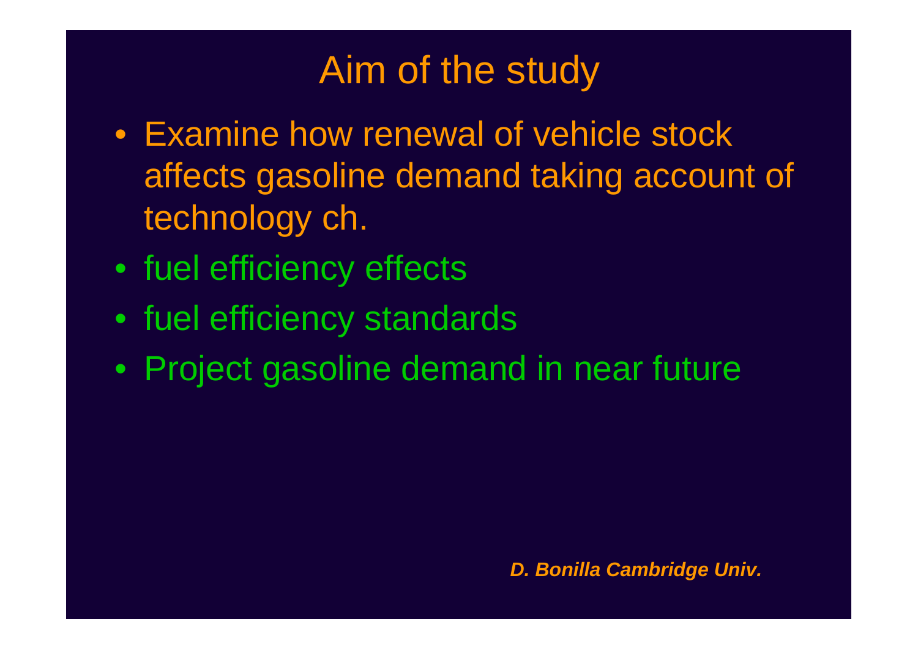# Aim of the study

- Examine how renewal of vehicle stock affects gasoline demand taking account of technology ch.
- fuel efficiency effects
- fuel efficiency standards
- Project gasoline demand in near future

***D. Bonilla Cambridge Univ.***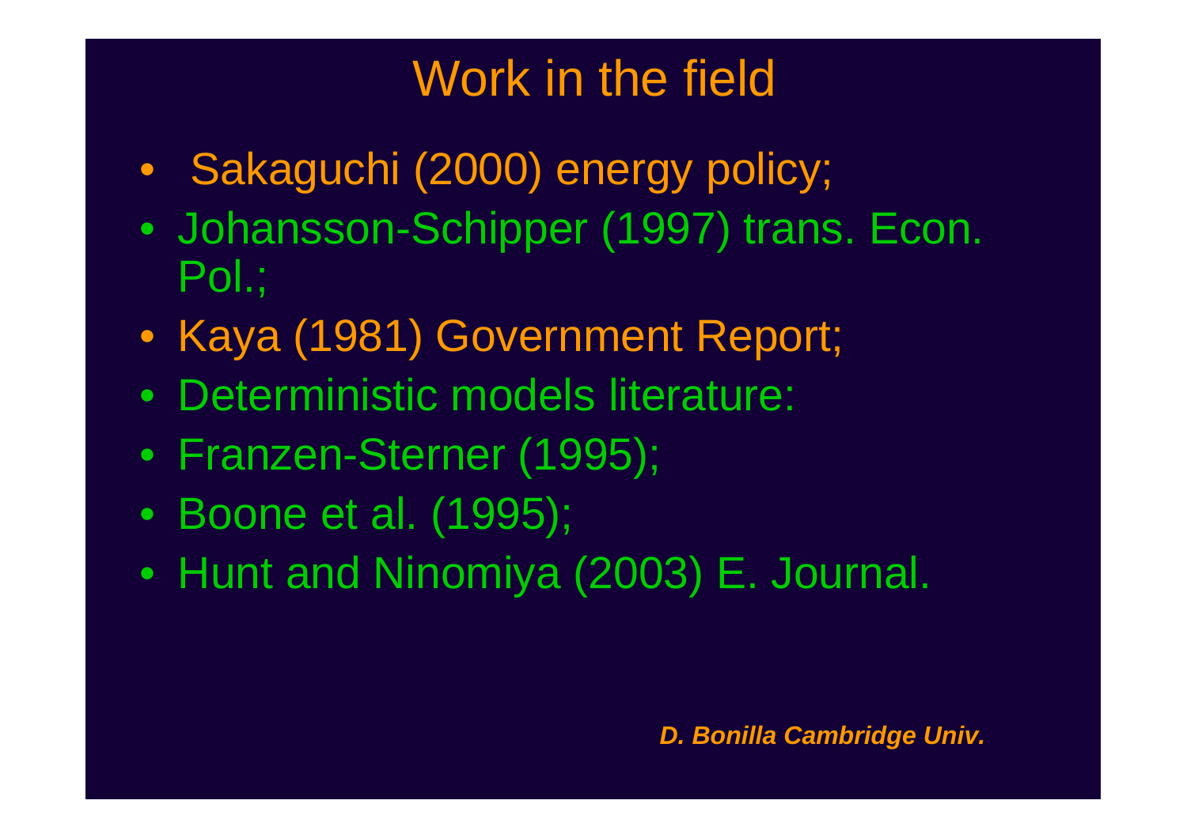# Work in the field

- Sakaguchi (2000) energy policy;
- Johansson-Schipper (1997) trans. Econ. Pol.;
- Kaya (1981) Government Report;
- Deterministic models literature:
- Franzen-Sterner (1995);
- Boone et al. (1995);
- Hunt and Ninomiya (2003) E. Journal.

***D. Bonilla Cambridge Univ.***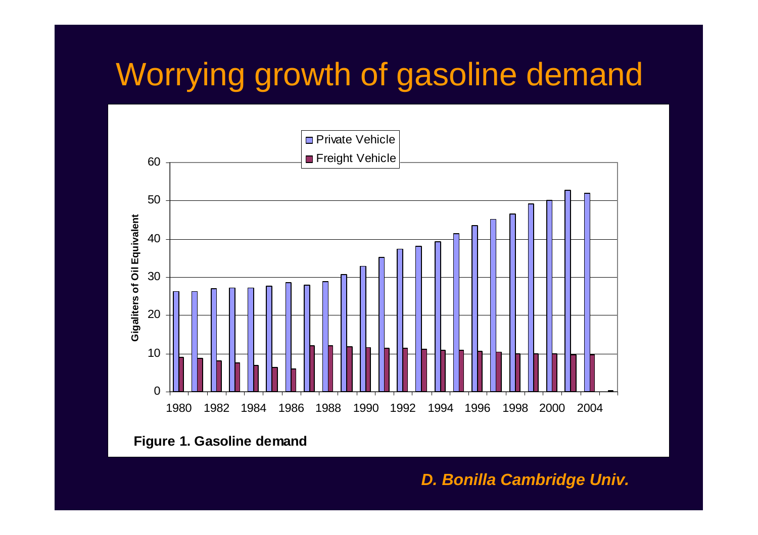# Worrying growth of gasoline demand

Figure 1. Gasoline demand

*D. Bonilla Cambridge Univ.*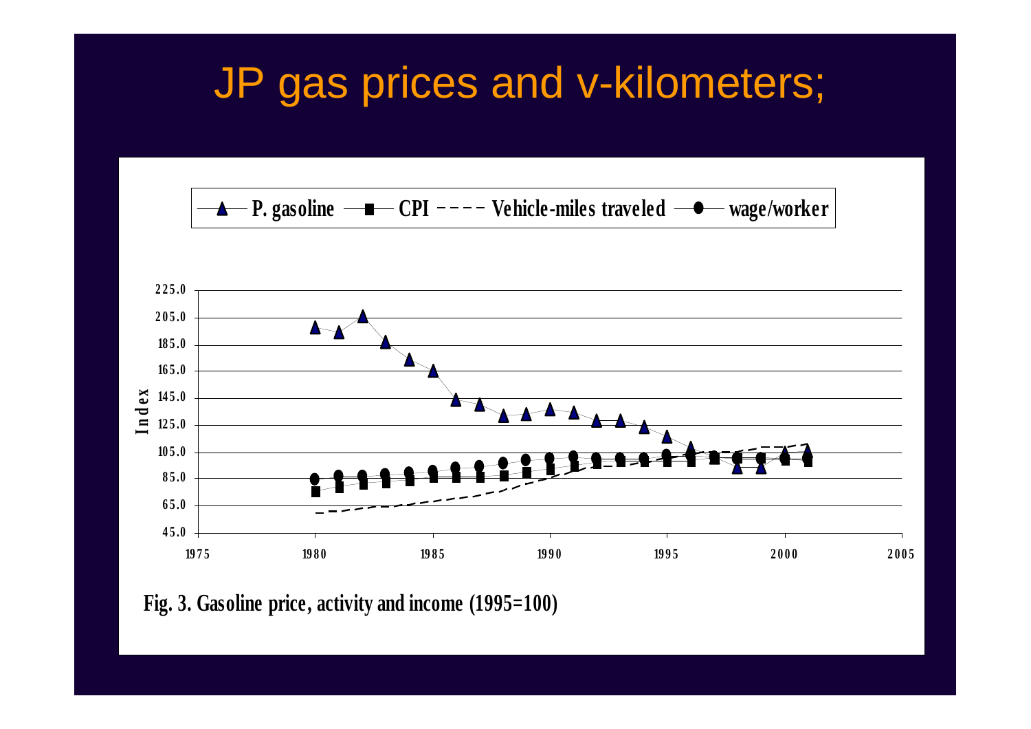# JP gas prices and v-kilometers;

Fig. 3. Gasoline price, activity and income (1995=100)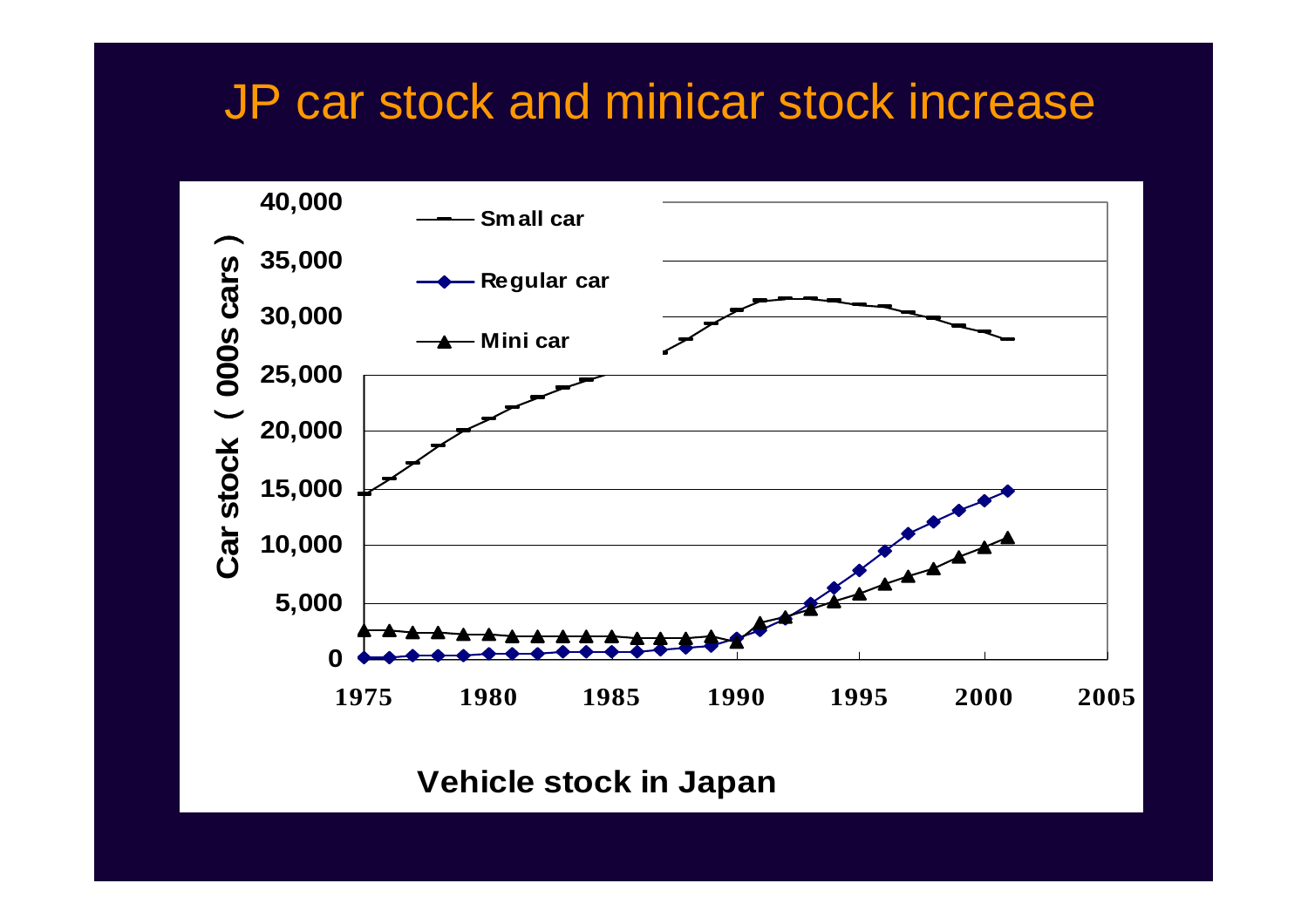# JP car stock and minicar stock increase

Car stock （000s cars）

- Small car
- Regular car
- Mini car

Vehicle stock in Japan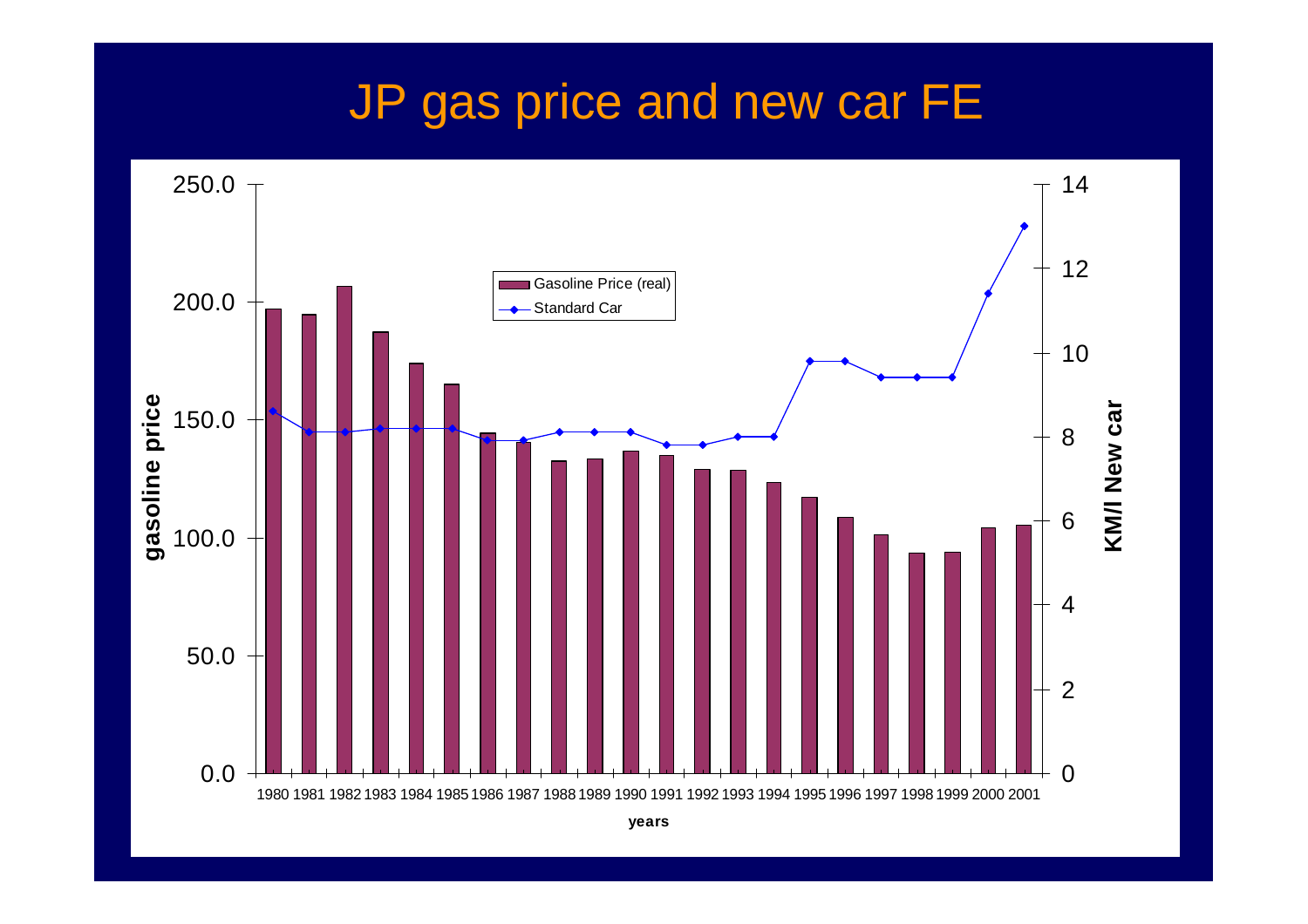# JP gas price and new car FE

Gasoline Price (real)

Standard Car

gasoline price

KM/l New car

years

250.0
200.0
150.0
100.0
50.0
0.0

14
12
10
8
6
4
2
0

1980 1981 1982 1983 1984 1985 1986 1987 1988 1989 1990 1991 1992 1993 1994 1995 1996 1997 1998 1999 2000 2001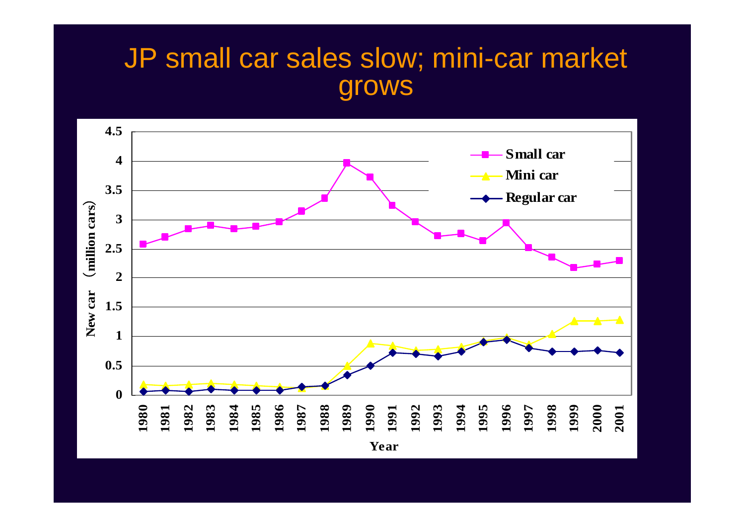# JP small car sales slow; mini-car market grows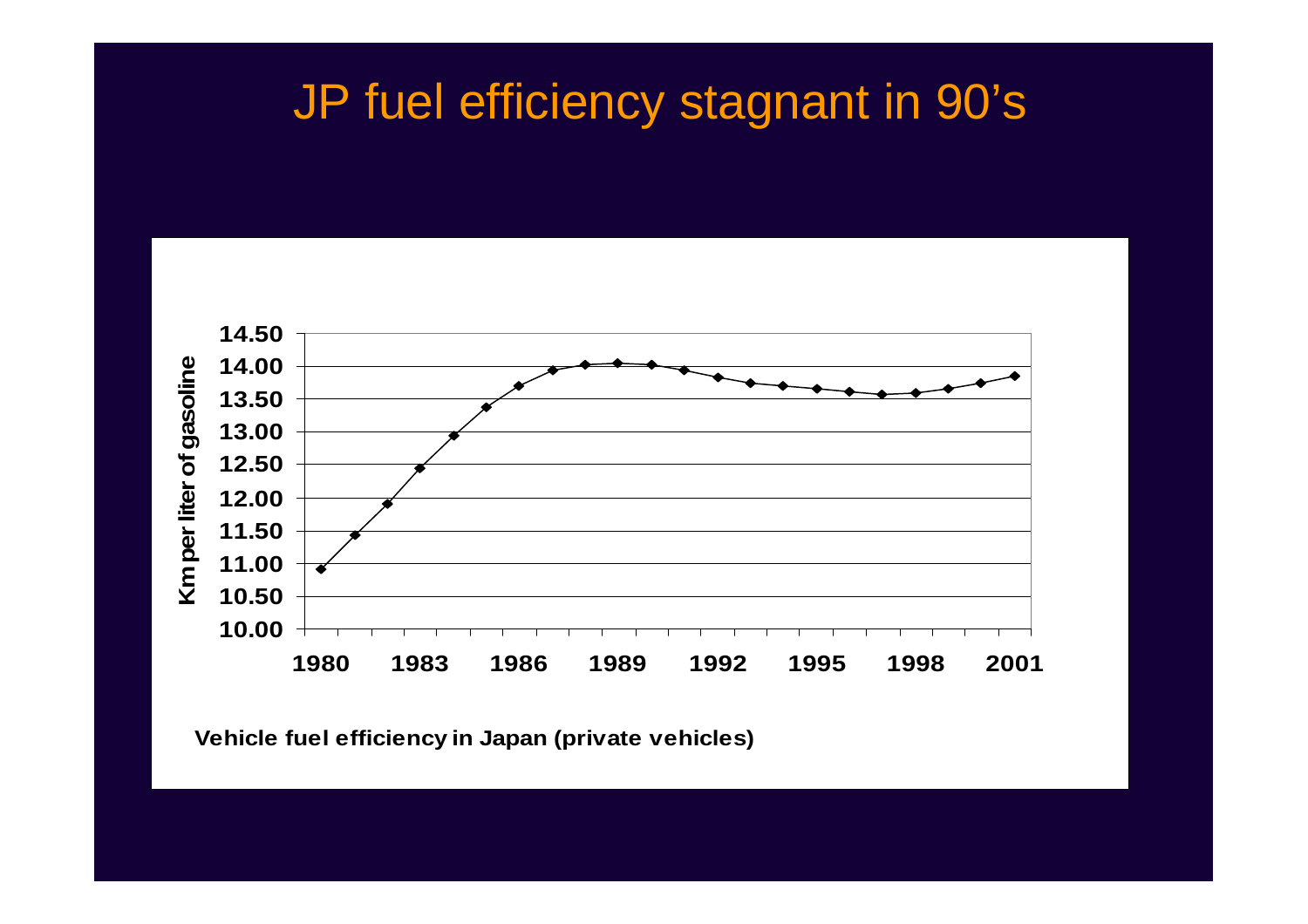# JP fuel efficiency stagnant in 90's

Vehicle fuel efficiency in Japan (private vehicles)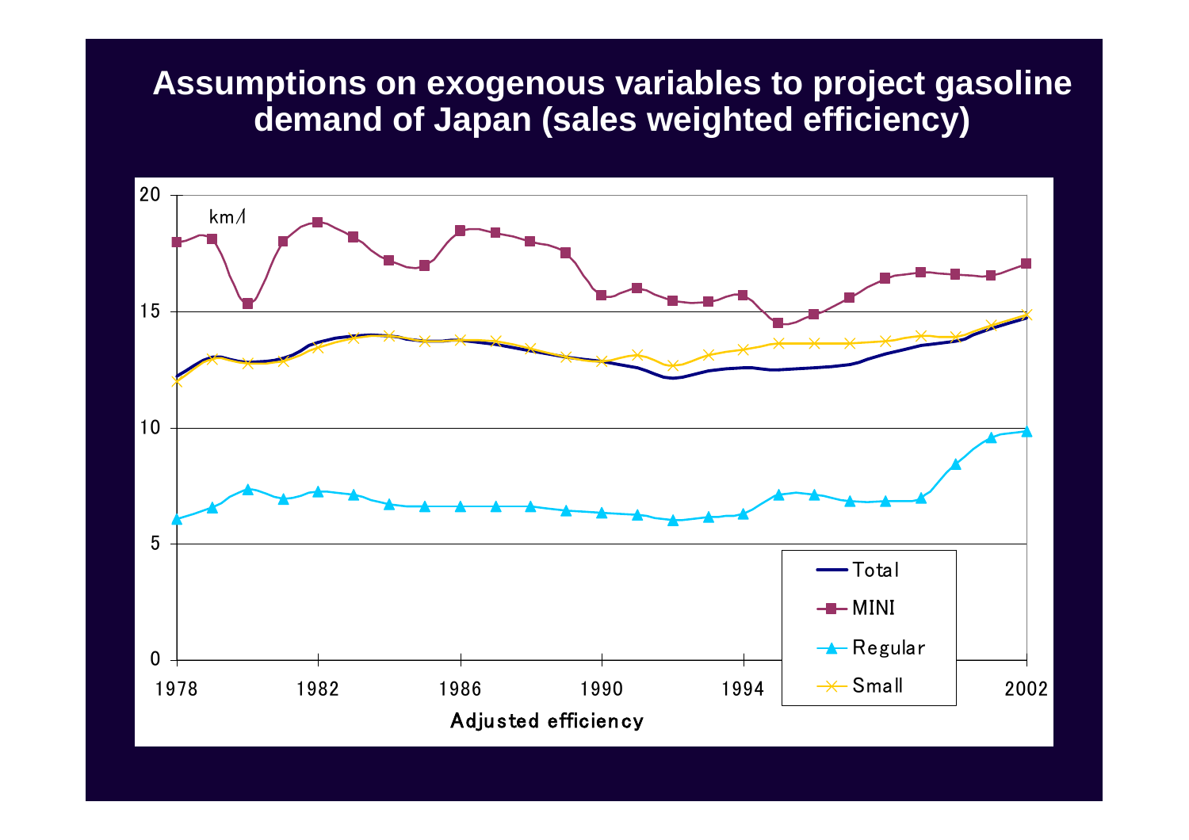# Assumptions on exogenous variables to project gasoline demand of Japan (sales weighted efficiency)

km/l

Total

MINI

Regular

Small

20

15

10

5

0

1978 1982 1986 1990 1994 2002

Adjusted efficiency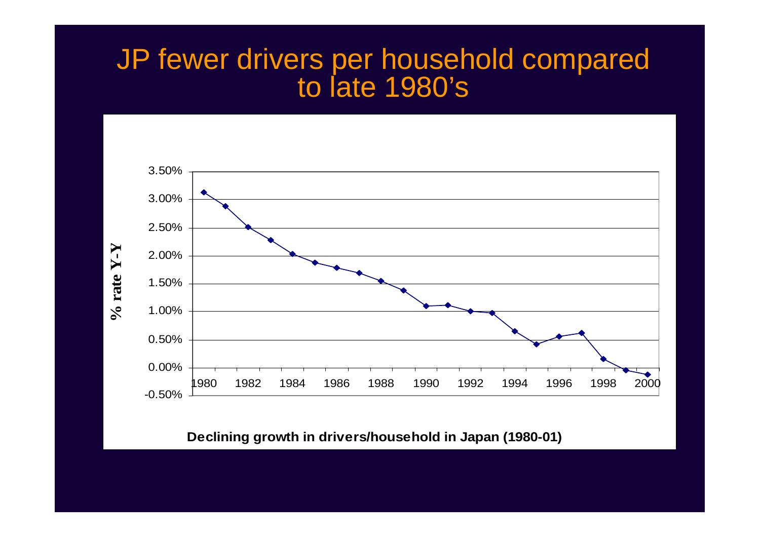# JP fewer drivers per household compared to late 1980's

% rate Y-Y

3.50%
3.00%
2.50%
2.00%
1.50%
1.00%
0.50%
0.00%
-0.50%

1980 1982 1984 1986 1988 1990 1992 1994 1996 1998 2000

**Declining growth in drivers/household in Japan (1980-01)**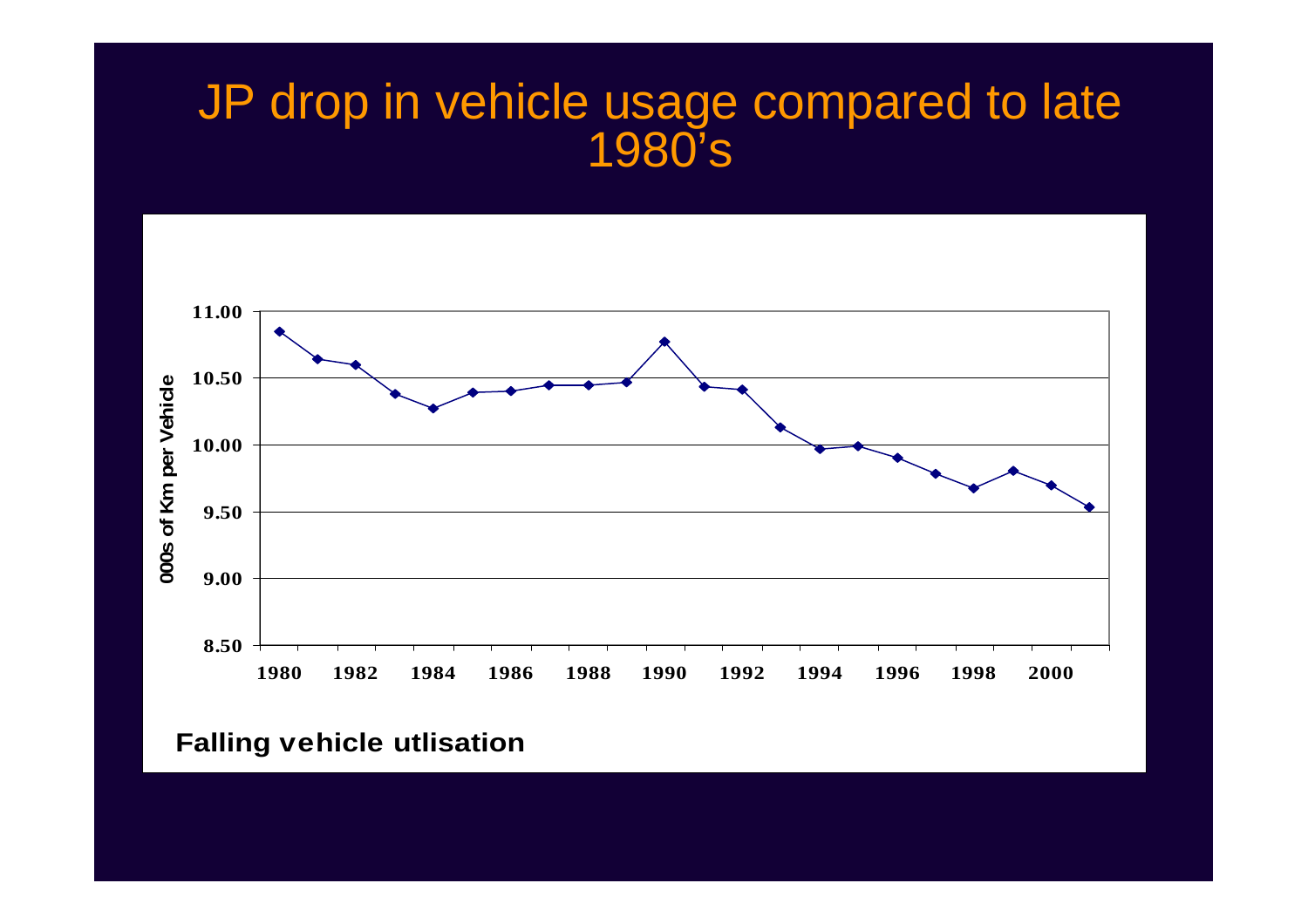# JP drop in vehicle usage compared to late 1980's

000s of Km per Vehicle

11.00
10.50
10.00
9.50
9.00
8.50

1980 1982 1984 1986 1988 1990 1992 1994 1996 1998 2000

**Falling vehicle utlisation**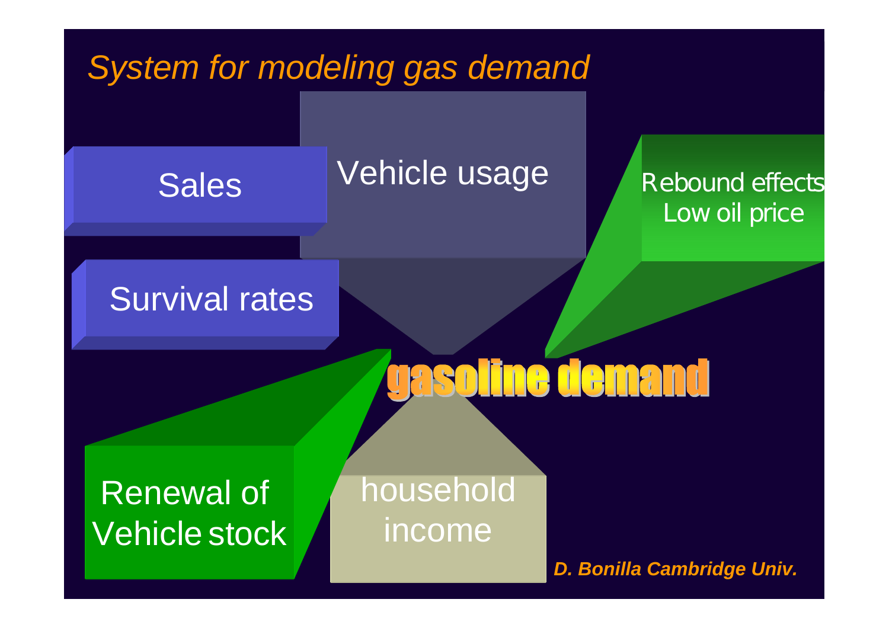# System for modeling gas demand

Sales

Vehicle usage

Rebound effects
Low oil price

Survival rates

**gasoline demand**

Renewal of
Vehicle stock

household
income

***D. Bonilla Cambridge Univ.***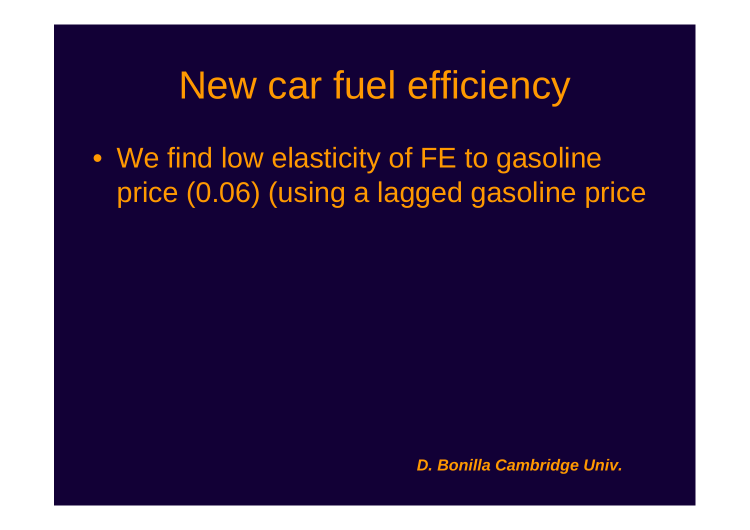# New car fuel efficiency

- We find low elasticity of FE to gasoline price (0.06) (using a lagged gasoline price

***D. Bonilla Cambridge Univ.***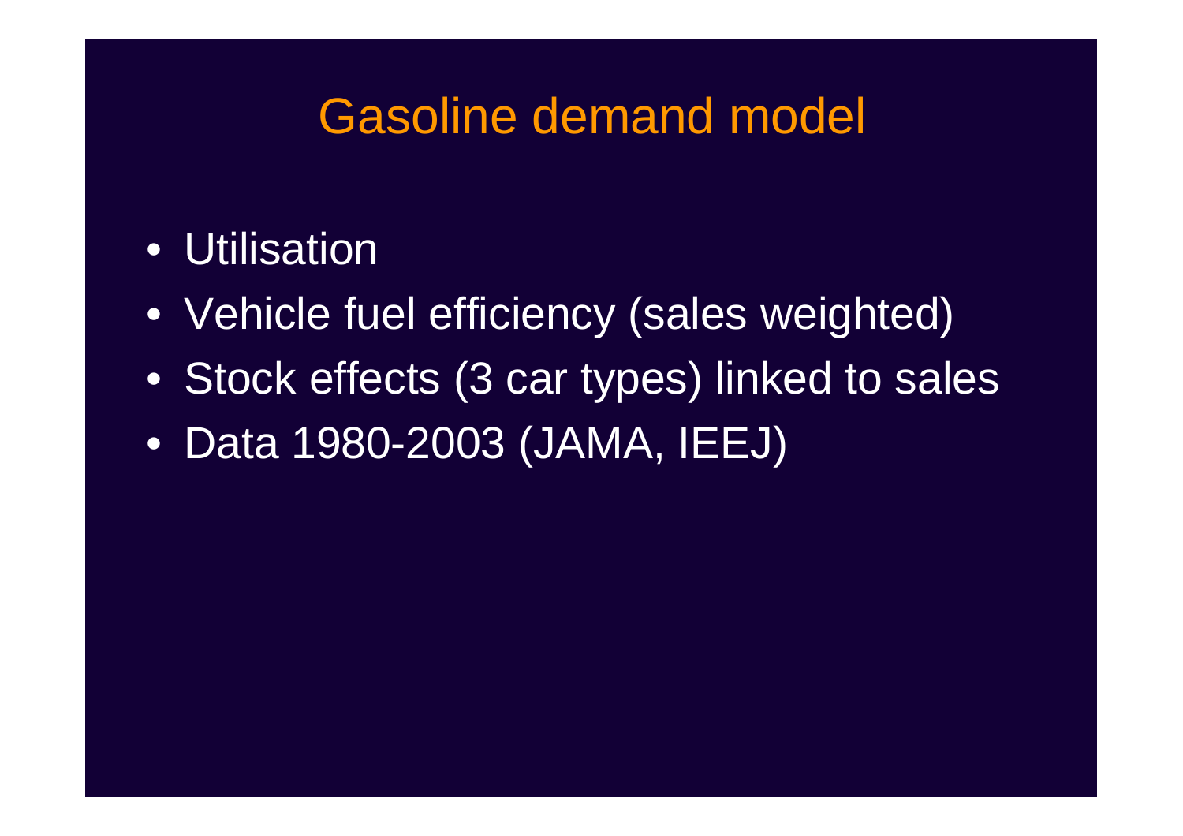# Gasoline demand model

- Utilisation
- Vehicle fuel efficiency (sales weighted)
- Stock effects (3 car types) linked to sales
- Data 1980-2003 (JAMA, IEEJ)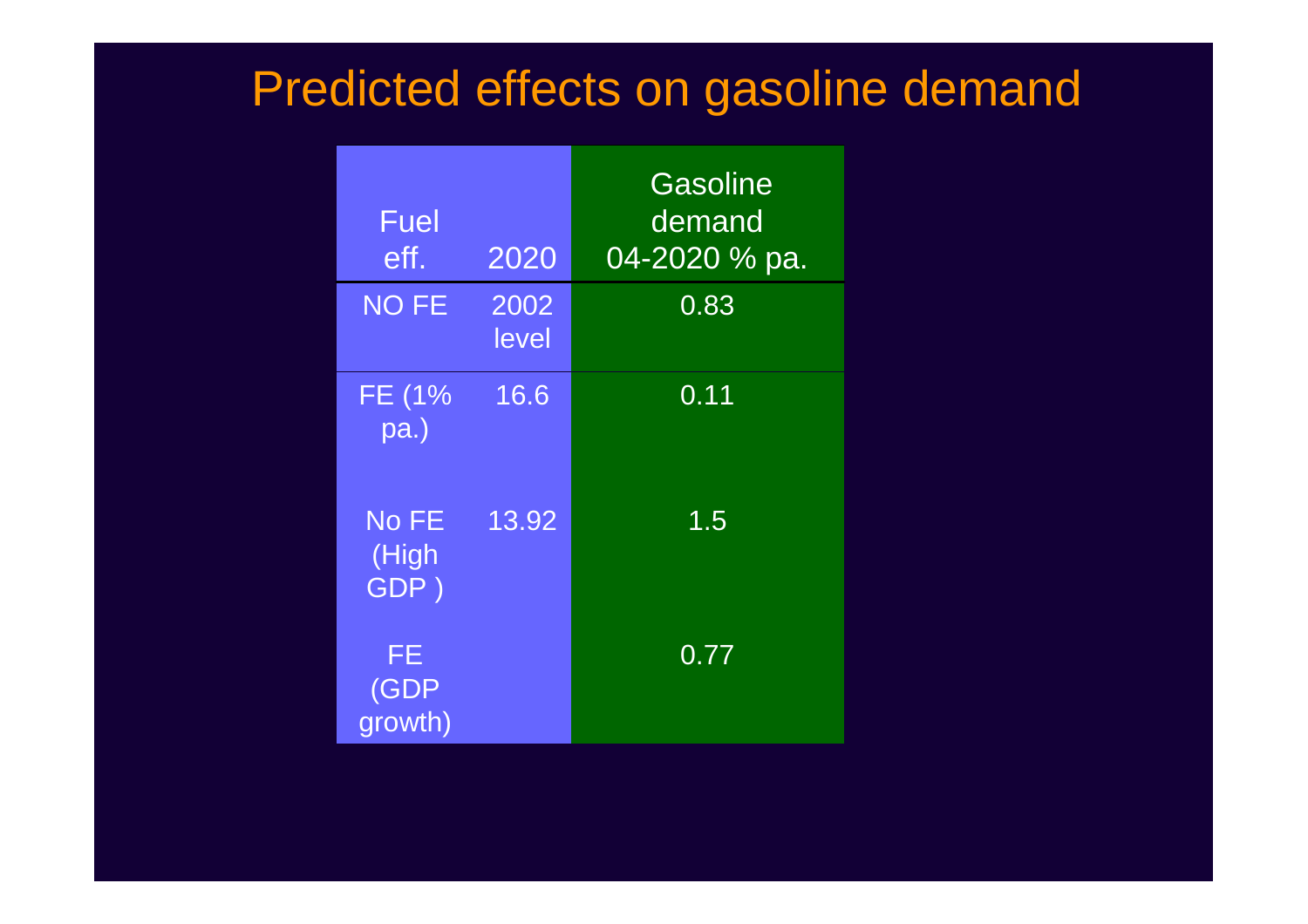# Predicted effects on gasoline demand

| Fuel eff. | 2020 | Gasoline demand 04-2020 % pa. |
|---|---|---|
| NO FE | 2002 level | 0.83 |
| FE (1% pa.) | 16.6 | 0.11 |
| No FE (High GDP ) | 13.92 | 1.5 |
| FE (GDP growth) | | 0.77 |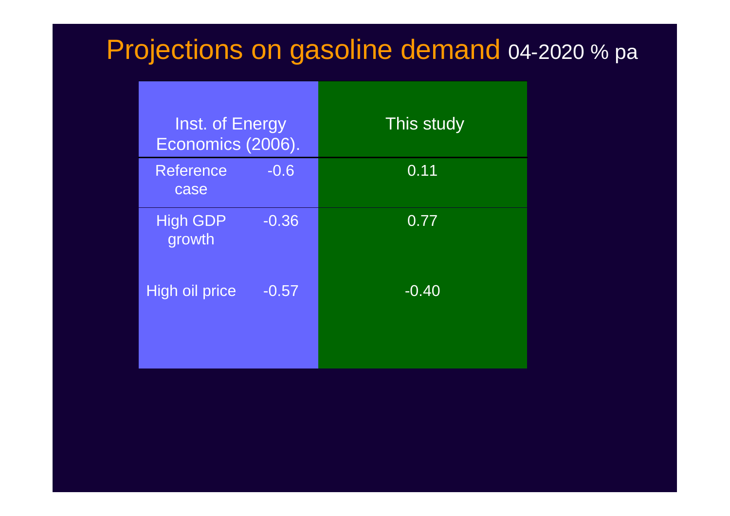# Projections on gasoline demand 04-2020 % pa

| Inst. of Energy Economics (2006). | | This study |
|---|---|---|
| Reference case | -0.6 | 0.11 |
| High GDP growth | -0.36 | 0.77 |
| High oil price | -0.57 | -0.40 |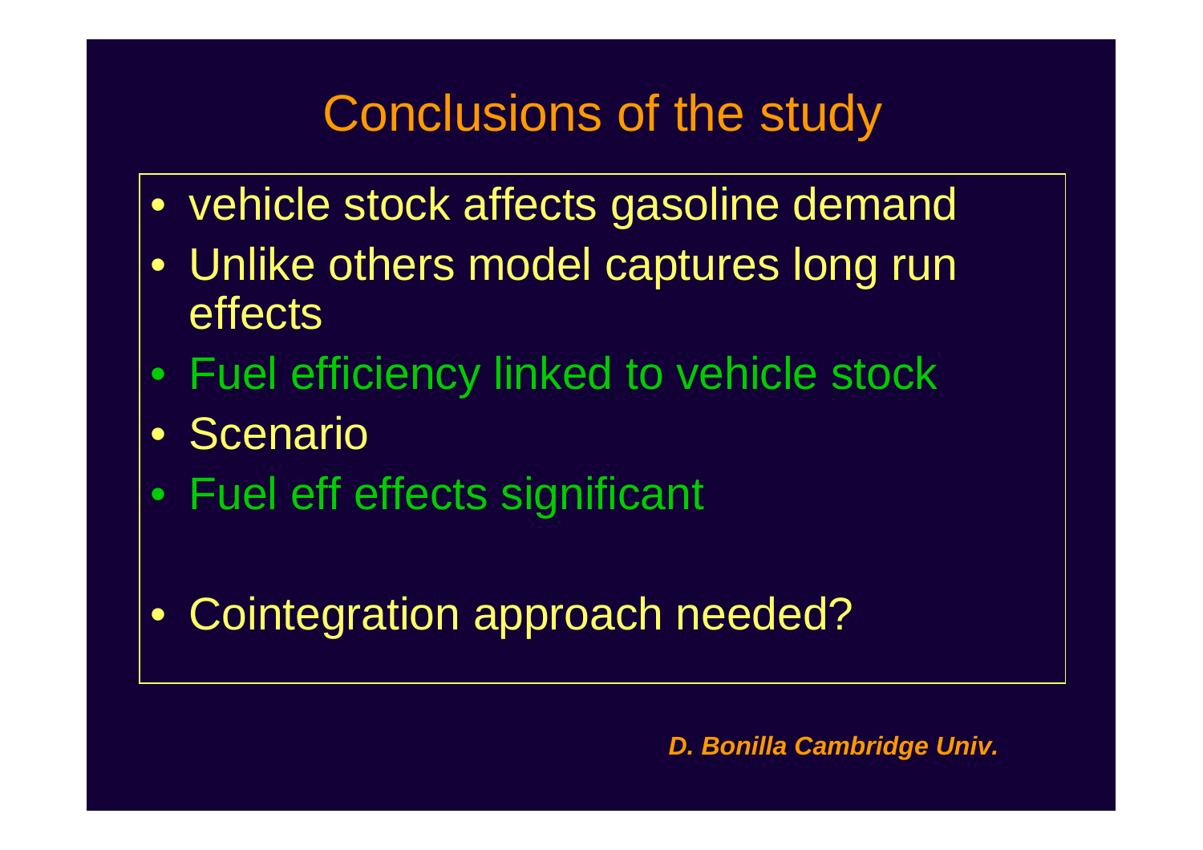# Conclusions of the study

- vehicle stock affects gasoline demand
- Unlike others model captures long run effects
- Fuel efficiency linked to vehicle stock
- Scenario
- Fuel eff effects significant

- Cointegration approach needed?

***D. Bonilla Cambridge Univ.***